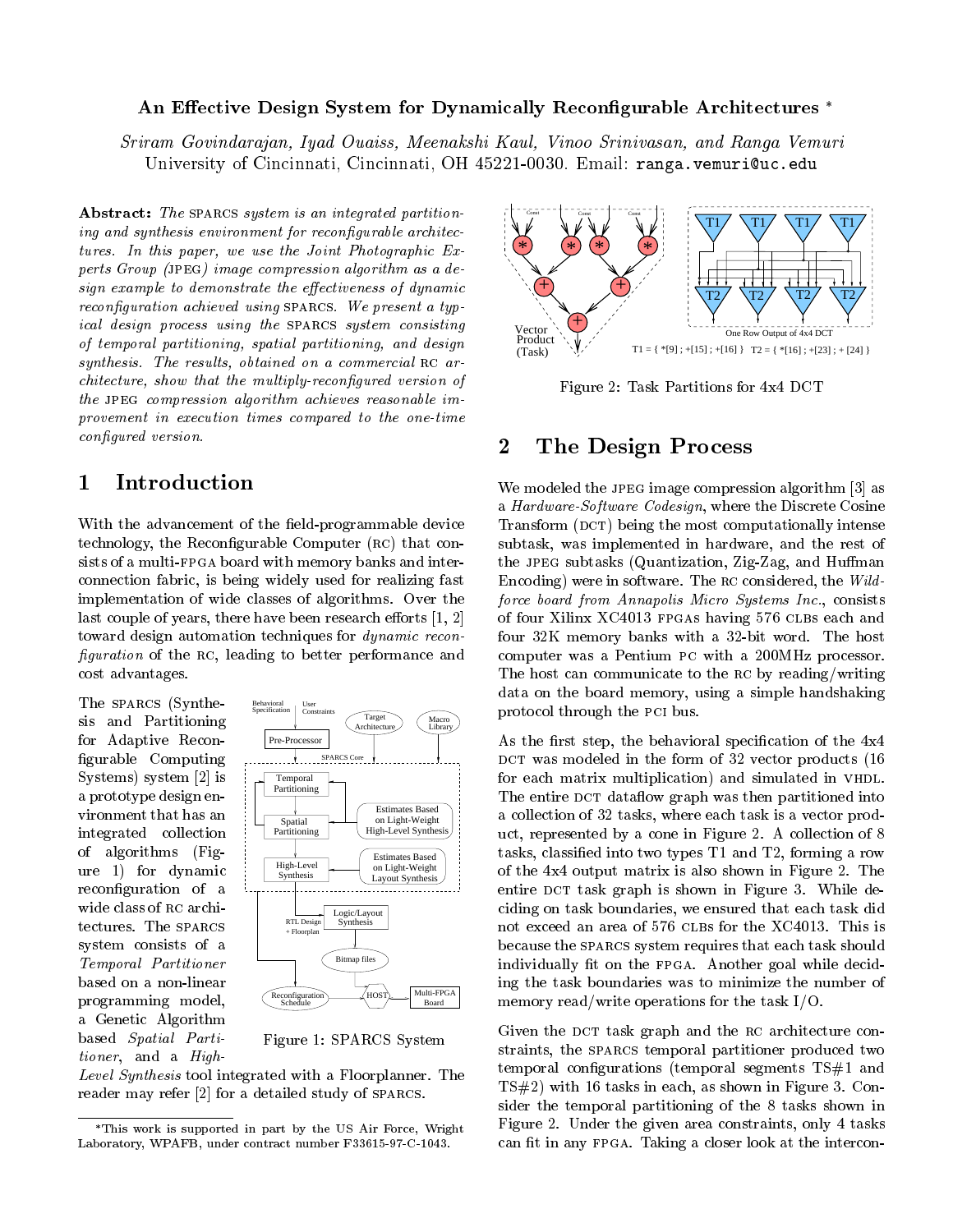# An Effective Design System for Dynamically Reconfigurable Architectures *

*Sriram Govindarajan, Iyad Ouaiss, Meenakshi Kaul, Vinoo Srinivasan, and Ranga Vemuri*
University of Cincinnati, Cincinnati, OH 45221-0030. Email: ranga.vemuri@uc.edu

**Abstract:** *The* SPARCS *system is an integrated partitioning and synthesis environment for reconfigurable architectures. In this paper, we use the Joint Photographic Experts Group (*JPEG*) image compression algorithm as a design example to demonstrate the effectiveness of dynamic reconfiguration achieved using* SPARCS*. We present a typical design process using the* SPARCS *system consisting of temporal partitioning, spatial partitioning, and design synthesis. The results, obtained on a commercial* RC *architecture, show that the multiply-reconfigured version of the* JPEG *compression algorithm achieves reasonable improvement in execution times compared to the one-time configured version.*

## 1 Introduction

With the advancement of the field-programmable device technology, the Reconfigurable Computer (RC) that consists of a multi-FPGA board with memory banks and interconnection fabric, is being widely used for realizing fast implementation of wide classes of algorithms. Over the last couple of years, there have been research efforts [1, 2] toward design automation techniques for *dynamic reconfiguration* of the RC, leading to better performance and cost advantages.

The SPARCS (Synthesis and Partitioning for Adaptive Reconfigurable Computing Systems) system [2] is a prototype design environment that has an integrated collection of algorithms (Figure 1) for dynamic reconfiguration of a wide class of RC architectures. The SPARCS system consists of a *Temporal Partitioner* based on a non-linear programming model, a Genetic Algorithm based *Spatial Partitioner*, and a *High-Level Synthesis* tool integrated with a Floorplanner. The reader may refer [2] for a detailed study of SPARCS.

Figure 1: SPARCS System

Figure 2: Task Partitions for 4x4 DCT

## 2 The Design Process

We modeled the JPEG image compression algorithm [3] as a *Hardware-Software Codesign*, where the Discrete Cosine Transform (DCT) being the most computationally intense subtask, was implemented in hardware, and the rest of the JPEG subtasks (Quantization, Zig-Zag, and Huffman Encoding) were in software. The RC considered, the *Wildforce board from Annapolis Micro Systems Inc.*, consists of four Xilinx XC4013 FPGAs having 576 CLBs each and four 32K memory banks with a 32-bit word. The host computer was a Pentium PC with a 200MHz processor. The host can communicate to the RC by reading/writing data on the board memory, using a simple handshaking protocol through the PCI bus.

As the first step, the behavioral specification of the 4x4 DCT was modeled in the form of 32 vector products (16 for each matrix multiplication) and simulated in VHDL. The entire DCT dataflow graph was then partitioned into a collection of 32 tasks, where each task is a vector product, represented by a cone in Figure 2. A collection of 8 tasks, classified into two types T1 and T2, forming a row of the 4x4 output matrix is also shown in Figure 2. The entire DCT task graph is shown in Figure 3. While deciding on task boundaries, we ensured that each task did not exceed an area of 576 CLBs for the XC4013. This is because the SPARCS system requires that each task should individually fit on the FPGA. Another goal while deciding the task boundaries was to minimize the number of memory read/write operations for the task I/O.

Given the DCT task graph and the RC architecture constraints, the SPARCS temporal partitioner produced two temporal configurations (temporal segments TS#1 and TS#2) with 16 tasks in each, as shown in Figure 3. Consider the temporal partitioning of the 8 tasks shown in Figure 2. Under the given area constraints, only 4 tasks can fit in any FPGA. Taking a closer look at the intercon-

*This work is supported in part by the US Air Force, Wright Laboratory, WPAFB, under contract number F33615-97-C-1043.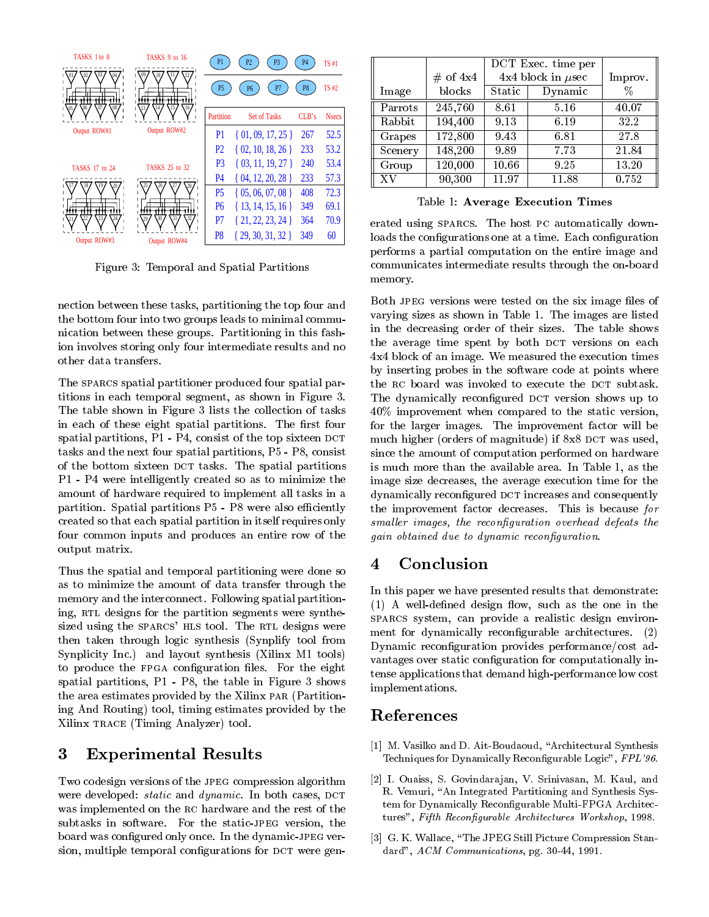TASKS 1 to 8

TASKS 9 to 16

TASKS 17 to 24

TASKS 25 to 32

Output ROW#1

Output ROW#2

Output ROW#3

Output ROW#4

P1 P2 P3 P4 TS #1

P5 P6 P7 P8 TS #2

| Partition | Set of Tasks | CLB's | Nsecs |
|---|---|---|---|
| P1 | { 01, 09, 17, 25 } | 267 | 52.5 |
| P2 | { 02, 10, 18, 26 } | 233 | 53.2 |
| P3 | { 03, 11, 19, 27 } | 240 | 53.4 |
| P4 | { 04, 12, 20, 28 } | 233 | 57.3 |
| P5 | { 05, 06, 07, 08 } | 408 | 72.3 |
| P6 | { 13, 14, 15, 16 } | 349 | 69.1 |
| P7 | { 21, 22, 23, 24 } | 364 | 70.9 |
| P8 | { 29, 30, 31, 32 } | 349 | 60 |

Figure 3: Temporal and Spatial Partitions

nection between these tasks, partitioning the top four and the bottom four into two groups leads to minimal communication between these groups. Partitioning in this fashion involves storing only four intermediate results and no other data transfers.

The SPARCS spatial partitioner produced four spatial partitions in each temporal segment, as shown in Figure 3. The table shown in Figure 3 lists the collection of tasks in each of these eight spatial partitions. The first four spatial partitions, P1 - P4, consist of the top sixteen DCT tasks and the next four spatial partitions, P5 - P8, consist of the bottom sixteen DCT tasks. The spatial partitions P1 - P4 were intelligently created so as to minimize the amount of hardware required to implement all tasks in a partition. Spatial partitions P5 - P8 were also efficiently created so that each spatial partition in itself requires only four common inputs and produces an entire row of the output matrix.

Thus the spatial and temporal partitioning were done so as to minimize the amount of data transfer through the memory and the interconnect. Following spatial partitioning, RTL designs for the partition segments were synthesized using the SPARCS' HLS tool. The RTL designs were then taken through logic synthesis (Synplify tool from Synplicity Inc.) and layout synthesis (Xilinx M1 tools) to produce the FPGA configuration files. For the eight spatial partitions, P1 - P8, the table in Figure 3 shows the area estimates provided by the Xilinx PAR (Partitioning And Routing) tool, timing estimates provided by the Xilinx TRACE (Timing Analyzer) tool.

# 3 Experimental Results

Two codesign versions of the JPEG compression algorithm were developed: *static* and *dynamic*. In both cases, DCT was implemented on the RC hardware and the rest of the subtasks in software. For the static-JPEG version, the board was configured only once. In the dynamic-JPEG version, multiple temporal configurations for DCT were generated using SPARCS. The host PC automatically downloads the configurations one at a time. Each configuration performs a partial computation on the entire image and communicates intermediate results through the on-board memory.

| Image | # of 4x4 blocks | DCT Exec. time per 4x4 block in $\mu$sec | | Improv. % |
|---|---|---|---|---|
| | | Static | Dynamic | |
| Parrots | 245,760 | 8.61 | 5.16 | 40.07 |
| Rabbit | 194,400 | 9.13 | 6.19 | 32.2 |
| Grapes | 172,800 | 9.43 | 6.81 | 27.8 |
| Scenery | 148,200 | 9.89 | 7.73 | 21.84 |
| Group | 120,000 | 10.66 | 9.25 | 13.20 |
| XV | 90,300 | 11.97 | 11.88 | 0.752 |

Table 1: **Average Execution Times**

Both JPEG versions were tested on the six image files of varying sizes as shown in Table 1. The images are listed in the decreasing order of their sizes. The table shows the average time spent by both DCT versions on each 4x4 block of an image. We measured the execution times by inserting probes in the software code at points where the RC board was invoked to execute the DCT subtask. The dynamically reconfigured DCT version shows up to 40% improvement when compared to the static version, for the larger images. The improvement factor will be much higher (orders of magnitude) if 8x8 DCT was used, since the amount of computation performed on hardware is much more than the available area. In Table 1, as the image size decreases, the average execution time for the dynamically reconfigured DCT increases and consequently the improvement factor decreases. This is because *for smaller images, the reconfiguration overhead defeats the gain obtained due to dynamic reconfiguration*.

# 4 Conclusion

In this paper we have presented results that demonstrate: (1) A well-defined design flow, such as the one in the SPARCS system, can provide a realistic design environment for dynamically reconfigurable architectures. (2) Dynamic reconfiguration provides performance/cost advantages over static configuration for computationally intense applications that demand high-performance low cost implementations.

# References

[1] M. Vasilko and D. Ait-Boudaoud, "Architectural Synthesis Techniques for Dynamically Reconfigurable Logic", *FPL'96*.

[2] I. Ouaiss, S. Govindarajan, V. Srinivasan, M. Kaul, and R. Vemuri, "An Integrated Partitioning and Synthesis System for Dynamically Reconfigurable Multi-FPGA Architectures", *Fifth Reconfigurable Architectures Workshop*, 1998.

[3] G. K. Wallace, "The JPEG Still Picture Compression Standard", *ACM Communications*, pg. 30-44, 1991.